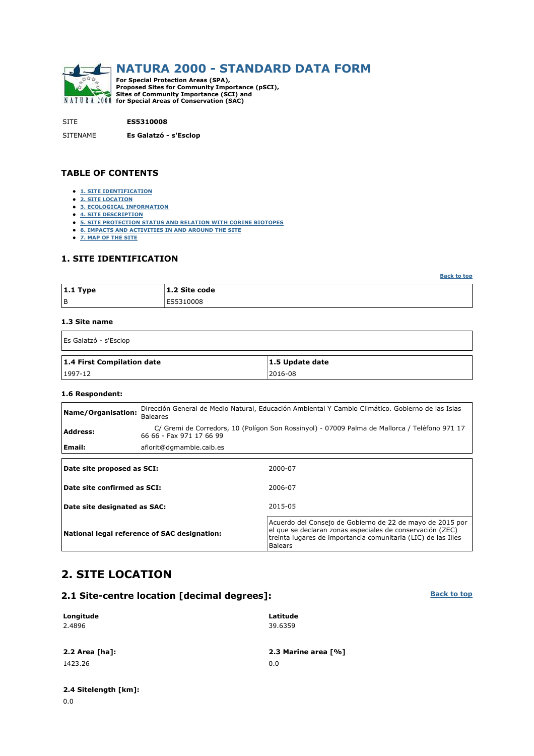# NATURA 2000 - STANDARD DATA FORM

**For Special Protection Areas (SPA), Proposed Sites for Community Importance (pSCI), Sites of Community Importance (SCI) and for Special Areas of Conservation (SAC)**

SITE **ES5310008**

SITENAME **Es Galatzó - s'Esclop**

## TABLE OF CONTENTS

- 1. SITE IDENTIFICATION
- 2. SITE LOCATION
- 3. ECOLOGICAL INFORMATION
- 4. SITE DESCRIPTION
- 5. SITE PROTECTION STATUS AND RELATION WITH CORINE BIOTOPES
- 6. IMPACTS AND ACTIVITIES IN AND AROUND THE SITE
- 7. MAP OF THE SITE

## 1. SITE IDENTIFICATION

Back to top

| 1.1 Type | 1.2 Site code |
|---|---|
| B | ES5310008 |

### 1.3 Site name

Es Galatzó - s'Esclop

| 1.4 First Compilation date | 1.5 Update date |
|---|---|
| 1997-12 | 2016-08 |

### 1.6 Respondent:

| | |
|---|---|
| **Name/Organisation:** | Dirección General de Medio Natural, Educación Ambiental Y Cambio Climático. Gobierno de las Islas Baleares |
| **Address:** | C/ Gremi de Corredors, 10 (Polígon Son Rossinyol) - 07009 Palma de Mallorca / Teléfono 971 17 66 66 - Fax 971 17 66 99 |
| **Email:** | aflorit@dgmambie.caib.es |

| | |
|---|---|
| **Date site proposed as SCI:** | 2000-07 |
| **Date site confirmed as SCI:** | 2006-07 |
| **Date site designated as SAC:** | 2015-05 |
| **National legal reference of SAC designation:** | Acuerdo del Consejo de Gobierno de 22 de mayo de 2015 por el que se declaran zonas especiales de conservación (ZEC) treinta lugares de importancia comunitaria (LIC) de las Illes Balears |

## 2. SITE LOCATION

### 2.1 Site-centre location [decimal degrees]:

Back to top

| Longitude | Latitude |
|---|---|
| 2.4896 | 39.6359 |

| 2.2 Area [ha]: | 2.3 Marine area [%] |
|---|---|
| 1423.26 | 0.0 |

**2.4 Sitelength [km]:**

0.0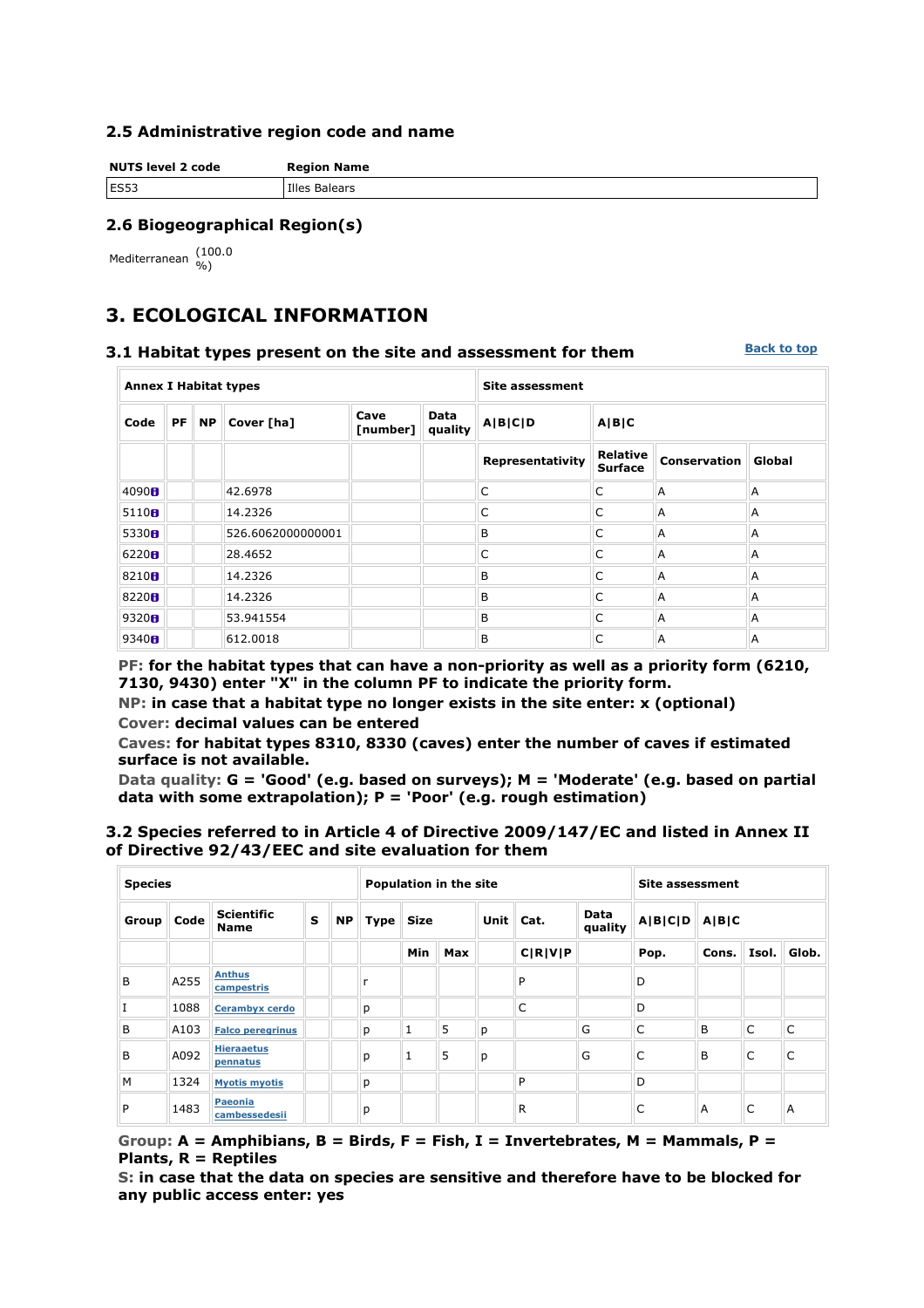## 2.5 Administrative region code and name

| NUTS level 2 code | Region Name |
|---|---|
| ES53 | Illes Balears |

## 2.6 Biogeographical Region(s)

Mediterranean (100.0 %)

# 3. ECOLOGICAL INFORMATION

## 3.1 Habitat types present on the site and assessment for them

Back to top

| Annex I Habitat types | | | | | | Site assessment | | | |
|---|---|---|---|---|---|---|---|---|---|
| Code | PF | NP | Cover [ha] | Cave [number] | Data quality | A\|B\|C\|D | A\|B\|C | | |
| | | | | | | Representativity | Relative Surface | Conservation | Global |
| 4090 | | | 42.6978 | | | C | C | A | A |
| 5110 | | | 14.2326 | | | C | C | A | A |
| 5330 | | | 526.6062000000001 | | | B | C | A | A |
| 6220 | | | 28.4652 | | | C | C | A | A |
| 8210 | | | 14.2326 | | | B | C | A | A |
| 8220 | | | 14.2326 | | | B | C | A | A |
| 9320 | | | 53.941554 | | | B | C | A | A |
| 9340 | | | 612.0018 | | | B | C | A | A |

**PF: for the habitat types that can have a non-priority as well as a priority form (6210, 7130, 9430) enter "X" in the column PF to indicate the priority form.**
**NP: in case that a habitat type no longer exists in the site enter: x (optional)**
**Cover: decimal values can be entered**
**Caves: for habitat types 8310, 8330 (caves) enter the number of caves if estimated surface is not available.**
**Data quality: G = 'Good' (e.g. based on surveys); M = 'Moderate' (e.g. based on partial data with some extrapolation); P = 'Poor' (e.g. rough estimation)**

## 3.2 Species referred to in Article 4 of Directive 2009/147/EC and listed in Annex II of Directive 92/43/EEC and site evaluation for them

| Species | | | | | Population in the site | | | | | | Site assessment | | | |
|---|---|---|---|---|---|---|---|---|---|---|---|---|---|---|
| Group | Code | Scientific Name | S | NP | Type | Size | | Unit | Cat. | Data quality | A\|B\|C\|D | A\|B\|C | | |
| | | | | | | Min | Max | | C\|R\|V\|P | | Pop. | Cons. | Isol. | Glob. |
| B | A255 | Anthus campestris | | | r | | | | P | | D | | | |
| I | 1088 | Cerambyx cerdo | | | p | | | | C | | D | | | |
| B | A103 | Falco peregrinus | | | p | 1 | 5 | p | | G | C | B | C | C |
| B | A092 | Hieraaetus pennatus | | | p | 1 | 5 | p | | G | C | B | C | C |
| M | 1324 | Myotis myotis | | | p | | | | P | | D | | | |
| P | 1483 | Paeonia cambessedesii | | | p | | | | R | | C | A | C | A |

**Group: A = Amphibians, B = Birds, F = Fish, I = Invertebrates, M = Mammals, P = Plants, R = Reptiles**
**S: in case that the data on species are sensitive and therefore have to be blocked for any public access enter: yes**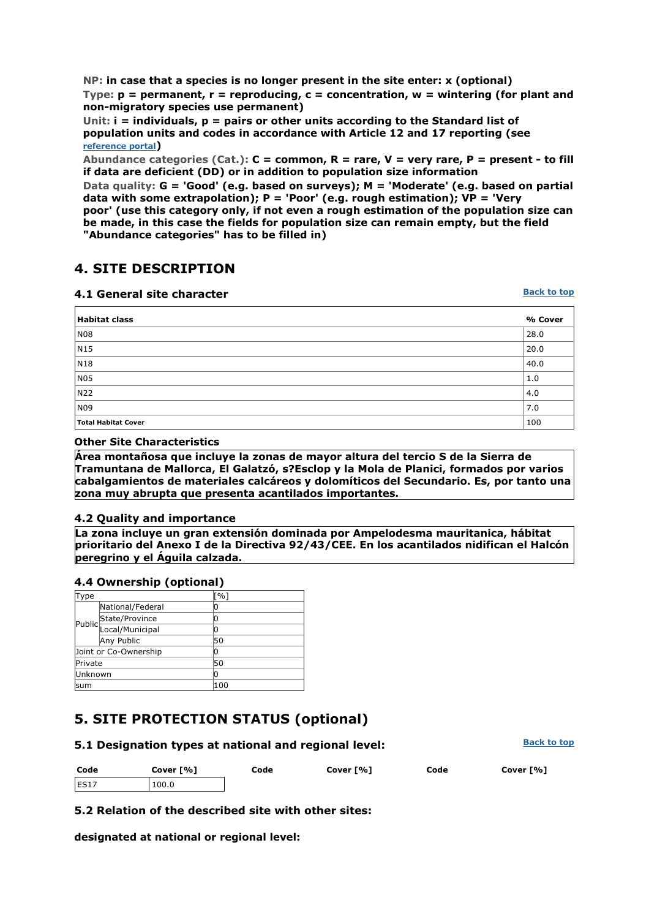**NP:** in case that a species is no longer present in the site enter: x (optional)
**Type:** p = permanent, r = reproducing, c = concentration, w = wintering (for plant and non-migratory species use permanent)
**Unit:** i = individuals, p = pairs or other units according to the Standard list of population units and codes in accordance with Article 12 and 17 reporting (see reference portal)
**Abundance categories (Cat.):** C = common, R = rare, V = very rare, P = present - to fill if data are deficient (DD) or in addition to population size information
**Data quality:** G = 'Good' (e.g. based on surveys); M = 'Moderate' (e.g. based on partial data with some extrapolation); P = 'Poor' (e.g. rough estimation); VP = 'Very poor' (use this category only, if not even a rough estimation of the population size can be made, in this case the fields for population size can remain empty, but the field "Abundance categories" has to be filled in)

## 4. SITE DESCRIPTION

### 4.1 General site character

Back to top

| Habitat class | % Cover |
|---|---|
| N08 | 28.0 |
| N15 | 20.0 |
| N18 | 40.0 |
| N05 | 1.0 |
| N22 | 4.0 |
| N09 | 7.0 |
| **Total Habitat Cover** | 100 |

**Other Site Characteristics**

**Área montañosa que incluye la zonas de mayor altura del tercio S de la Sierra de Tramuntana de Mallorca, El Galatzó, s?Esclop y la Mola de Planici, formados por varios cabalgamientos de materiales calcáreos y dolomíticos del Secundario. Es, por tanto una zona muy abrupta que presenta acantilados importantes.**

### 4.2 Quality and importance

**La zona incluye un gran extensión dominada por Ampelodesma mauritanica, hábitat prioritario del Anexo I de la Directiva 92/43/CEE. En los acantilados nidifican el Halcón peregrino y el Águila calzada.**

### 4.4 Ownership (optional)

| Type | | [%] |
|---|---|---|
| Public | National/Federal | 0 |
| | State/Province | 0 |
| | Local/Municipal | 0 |
| | Any Public | 50 |
| Joint or Co-Ownership | | 0 |
| Private | | 50 |
| Unknown | | 0 |
| sum | | 100 |

## 5. SITE PROTECTION STATUS (optional)

### 5.1 Designation types at national and regional level:

Back to top

| Code | Cover [%] | Code | Cover [%] | Code | Cover [%] |
|---|---|---|---|---|---|
| ES17 | 100.0 | | | | |

### 5.2 Relation of the described site with other sites:

**designated at national or regional level:**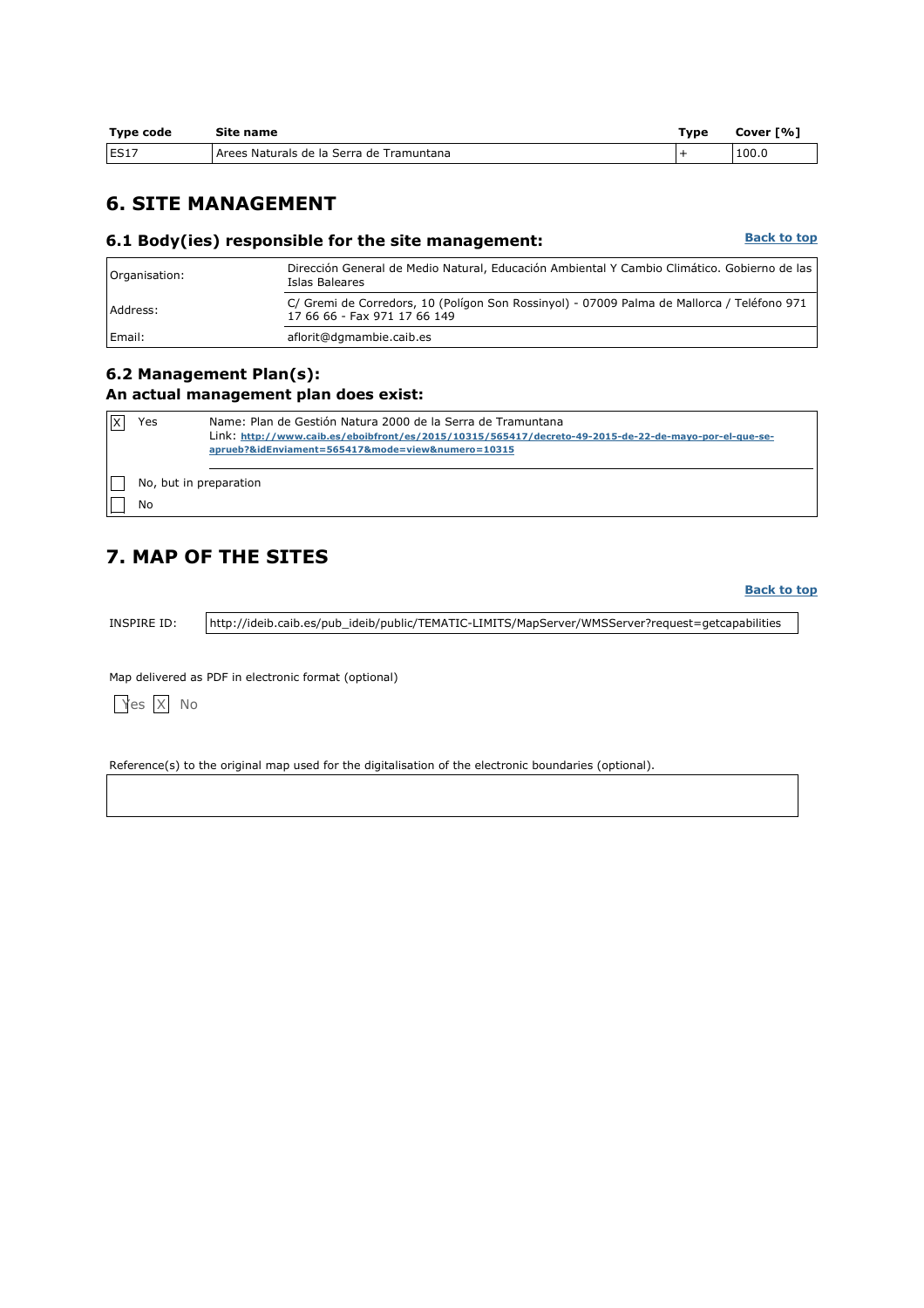| Type code | Site name | Type | Cover [%] |
|---|---|---|---|
| ES17 | Arees Naturals de la Serra de Tramuntana | + | 100.0 |

## 6. SITE MANAGEMENT

### 6.1 Body(ies) responsible for the site management:

Back to top

| | |
|---|---|
| Organisation: | Dirección General de Medio Natural, Educación Ambiental Y Cambio Climático. Gobierno de las Islas Baleares |
| Address: | C/ Gremi de Corredors, 10 (Polígon Son Rossinyol) - 07009 Palma de Mallorca / Teléfono 971 17 66 66 - Fax 971 17 66 149 |
| Email: | aflorit@dgmambie.caib.es |

### 6.2 Management Plan(s):

**An actual management plan does exist:**

| | | |
|---|---|---|
| X | Yes | Name: Plan de Gestión Natura 2000 de la Serra de Tramuntana<br>Link: http://www.caib.es/eboibfront/es/2015/10315/565417/decreto-49-2015-de-22-de-mayo-por-el-que-se-aprueb?&idEnviament=565417&mode=view&numero=10315 |
| | No, but in preparation | |
| | No | |

## 7. MAP OF THE SITES

Back to top

INSPIRE ID: http://ideib.caib.es/pub_ideib/public/TEMATIC-LIMITS/MapServer/WMSServer?request=getcapabilities

Map delivered as PDF in electronic format (optional)

☐ Yes ☒ No

Reference(s) to the original map used for the digitalisation of the electronic boundaries (optional).